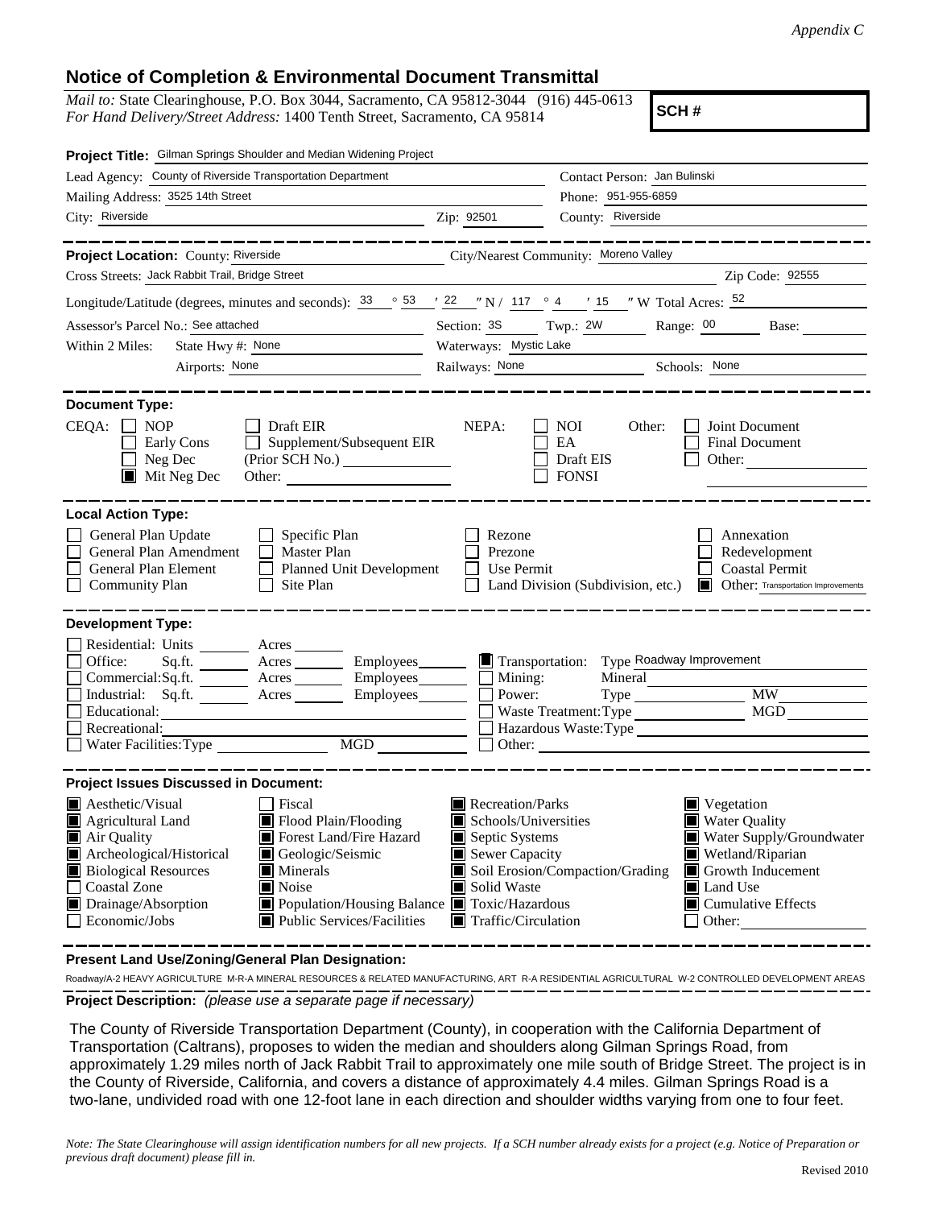*Appendix C*

## Notice of Completion & Environmental Document Transmittal

*Mail to:* State Clearinghouse, P.O. Box 3044, Sacramento, CA 95812-3044 (916) 445-0613
*For Hand Delivery/Street Address:* 1400 Tenth Street, Sacramento, CA 95814

**SCH #**

**Project Title:** Gilman Springs Shoulder and Median Widening Project

Lead Agency: County of Riverside Transportation Department
Contact Person: Jan Bulinski
Mailing Address: 3525 14th Street
Phone: 951-955-6859
City: Riverside
Zip: 92501
County: Riverside

**Project Location:** County: Riverside
City/Nearest Community: Moreno Valley
Cross Streets: Jack Rabbit Trail, Bridge Street
Zip Code: 92555
Longitude/Latitude (degrees, minutes and seconds): 33 ° 53 ′ 22 ″ N / 117 ° 4 ′ 15 ″ W Total Acres: 52
Assessor's Parcel No.: See attached
Section: 3S Twp.: 2W Range: 00 Base:
Within 2 Miles: State Hwy #: None
Waterways: Mystic Lake
Airports: None
Railways: None
Schools: None

**Document Type:**

CEQA:
- ☐ NOP
- ☐ Early Cons
- ☐ Neg Dec
- ☒ Mit Neg Dec
- ☐ Draft EIR
- ☐ Supplement/Subsequent EIR (Prior SCH No.)
- Other:

NEPA:
- ☐ NOI
- ☐ EA
- ☐ Draft EIS
- ☐ FONSI

Other:
- ☐ Joint Document
- ☐ Final Document
- ☐ Other:

**Local Action Type:**

- ☐ General Plan Update
- ☐ General Plan Amendment
- ☐ General Plan Element
- ☐ Community Plan
- ☐ Specific Plan
- ☐ Master Plan
- ☐ Planned Unit Development
- ☐ Site Plan
- ☐ Rezone
- ☐ Prezone
- ☐ Use Permit
- ☐ Land Division (Subdivision, etc.)
- ☐ Annexation
- ☐ Redevelopment
- ☐ Coastal Permit
- ☒ Other: Transportation Improvements

**Development Type:**

- ☐ Residential: Units ___ Acres ___
- ☐ Office: Sq.ft. ___ Acres ___ Employees ___
- ☐ Commercial: Sq.ft. ___ Acres ___ Employees ___
- ☐ Industrial: Sq.ft. ___ Acres ___ Employees ___
- ☐ Educational:
- ☐ Recreational:
- ☐ Water Facilities: Type ___ MGD ___
- ☒ Transportation: Type Roadway Improvement
- ☐ Mining: Mineral
- ☐ Power: Type ___ MW
- ☐ Waste Treatment: Type ___ MGD
- ☐ Hazardous Waste: Type
- ☐ Other:

**Project Issues Discussed in Document:**

- ☒ Aesthetic/Visual
- ☒ Agricultural Land
- ☒ Air Quality
- ☒ Archeological/Historical
- ☒ Biological Resources
- ☐ Coastal Zone
- ☒ Drainage/Absorption
- ☐ Economic/Jobs
- ☐ Fiscal
- ☒ Flood Plain/Flooding
- ☒ Forest Land/Fire Hazard
- ☒ Geologic/Seismic
- ☒ Minerals
- ☒ Noise
- ☒ Population/Housing Balance
- ☒ Public Services/Facilities
- ☒ Recreation/Parks
- ☒ Schools/Universities
- ☒ Septic Systems
- ☒ Sewer Capacity
- ☒ Soil Erosion/Compaction/Grading
- ☒ Solid Waste
- ☒ Toxic/Hazardous
- ☒ Traffic/Circulation
- ☒ Vegetation
- ☒ Water Quality
- ☒ Water Supply/Groundwater
- ☒ Wetland/Riparian
- ☒ Growth Inducement
- ☒ Land Use
- ☒ Cumulative Effects
- ☐ Other:

**Present Land Use/Zoning/General Plan Designation:**

Roadway/A-2 HEAVY AGRICULTURE M-R-A MINERAL RESOURCES & RELATED MANUFACTURING, ART R-A RESIDENTIAL AGRICULTURAL W-2 CONTROLLED DEVELOPMENT AREAS

**Project Description:** *(please use a separate page if necessary)*

The County of Riverside Transportation Department (County), in cooperation with the California Department of Transportation (Caltrans), proposes to widen the median and shoulders along Gilman Springs Road, from approximately 1.29 miles north of Jack Rabbit Trail to approximately one mile south of Bridge Street. The project is in the County of Riverside, California, and covers a distance of approximately 4.4 miles. Gilman Springs Road is a two-lane, undivided road with one 12-foot lane in each direction and shoulder widths varying from one to four feet.

*Note: The State Clearinghouse will assign identification numbers for all new projects. If a SCH number already exists for a project (e.g. Notice of Preparation or previous draft document) please fill in.*

Revised 2010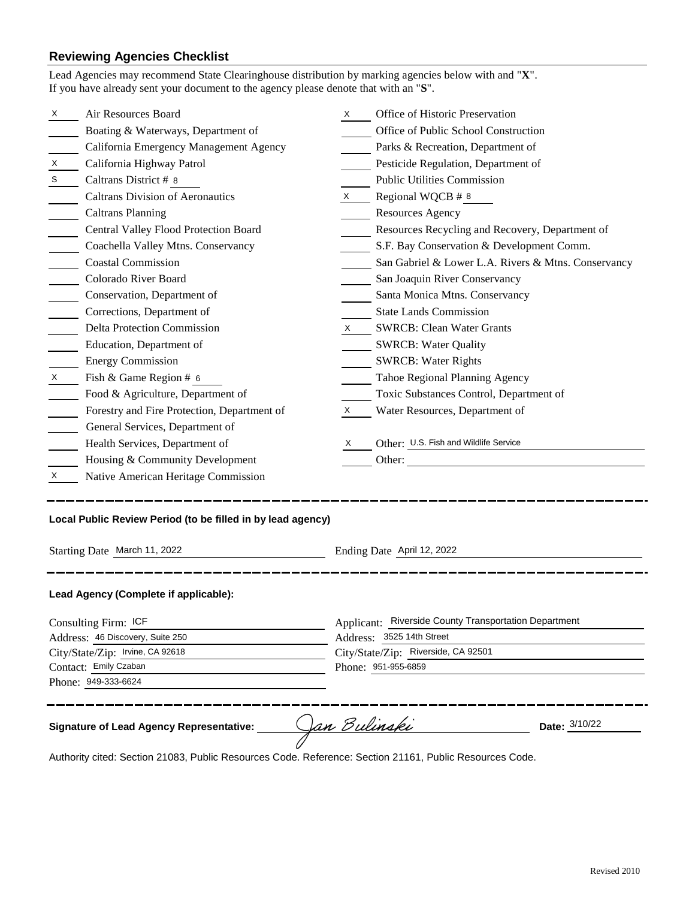## Reviewing Agencies Checklist

Lead Agencies may recommend State Clearinghouse distribution by marking agencies below with and "**X**".
If you have already sent your document to the agency please denote that with an "**S**".

| Mark | Agency | Mark | Agency |
|---|---|---|---|
| X | Air Resources Board | X | Office of Historic Preservation |
| | Boating & Waterways, Department of | | Office of Public School Construction |
| | California Emergency Management Agency | | Parks & Recreation, Department of |
| X | California Highway Patrol | | Pesticide Regulation, Department of |
| S | Caltrans District # 8 | | Public Utilities Commission |
| | Caltrans Division of Aeronautics | X | Regional WQCB # 8 |
| | Caltrans Planning | | Resources Agency |
| | Central Valley Flood Protection Board | | Resources Recycling and Recovery, Department of |
| | Coachella Valley Mtns. Conservancy | | S.F. Bay Conservation & Development Comm. |
| | Coastal Commission | | San Gabriel & Lower L.A. Rivers & Mtns. Conservancy |
| | Colorado River Board | | San Joaquin River Conservancy |
| | Conservation, Department of | | Santa Monica Mtns. Conservancy |
| | Corrections, Department of | | State Lands Commission |
| | Delta Protection Commission | X | SWRCB: Clean Water Grants |
| | Education, Department of | | SWRCB: Water Quality |
| | Energy Commission | | SWRCB: Water Rights |
| X | Fish & Game Region # 6 | | Tahoe Regional Planning Agency |
| | Food & Agriculture, Department of | | Toxic Substances Control, Department of |
| | Forestry and Fire Protection, Department of | X | Water Resources, Department of |
| | General Services, Department of | | |
| | Health Services, Department of | X | Other: U.S. Fish and Wildlife Service |
| | Housing & Community Development | | Other: |
| X | Native American Heritage Commission | | |

---

### Local Public Review Period (to be filled in by lead agency)

Starting Date March 11, 2022 Ending Date April 12, 2022

---

### Lead Agency (Complete if applicable):

Consulting Firm: ICF
Address: 46 Discovery, Suite 250
City/State/Zip: Irvine, CA 92618
Contact: Emily Czaban
Phone: 949-333-6624

Applicant: Riverside County Transportation Department
Address: 3525 14th Street
City/State/Zip: Riverside, CA 92501
Phone: 951-955-6859

---

**Signature of Lead Agency Representative:** Jan Bulinski **Date:** 3/10/22

Authority cited: Section 21083, Public Resources Code. Reference: Section 21161, Public Resources Code.

Revised 2010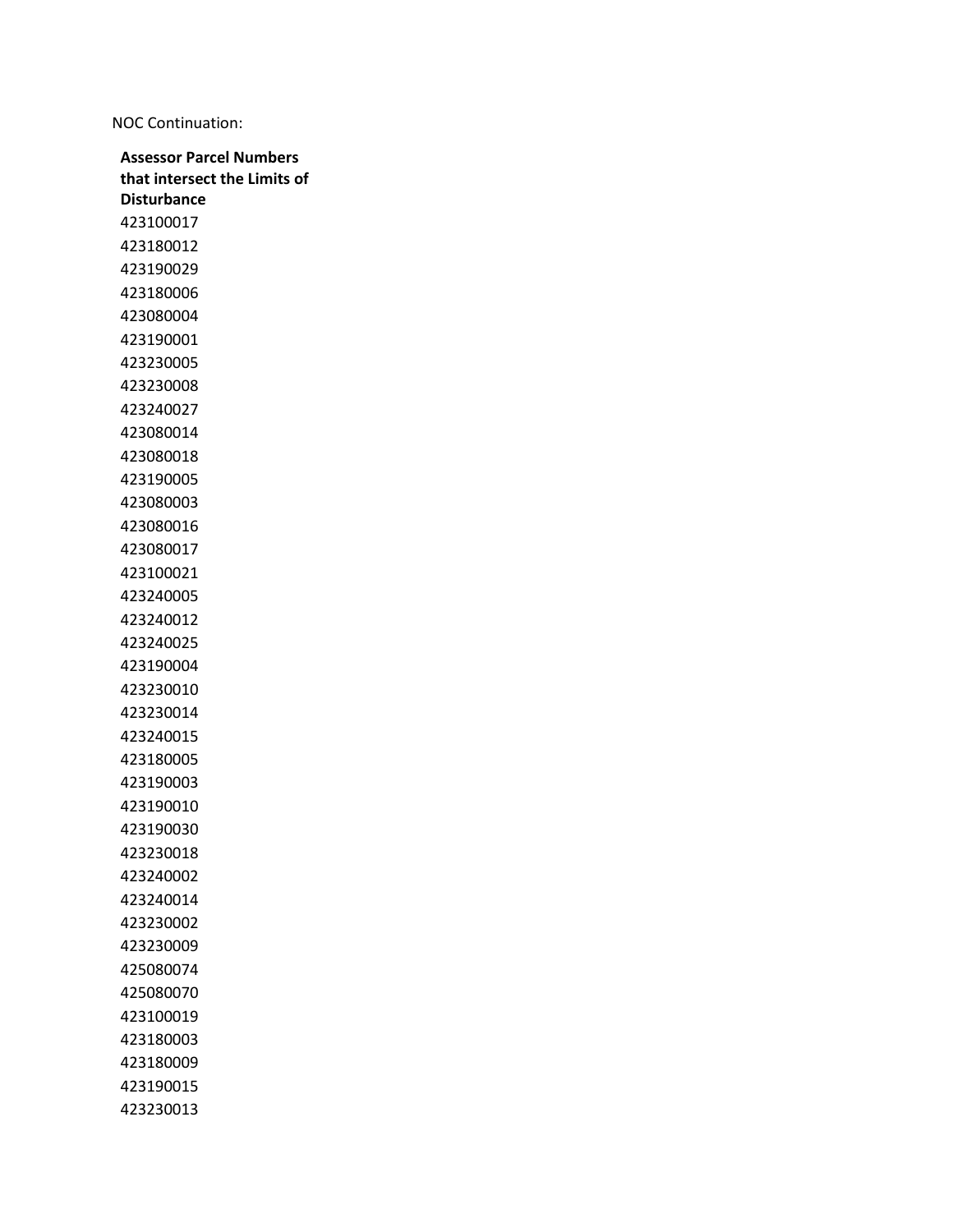NOC Continuation:

**Assessor Parcel Numbers that intersect the Limits of Disturbance**

423100017
423180012
423190029
423180006
423080004
423190001
423230005
423230008
423240027
423080014
423080018
423190005
423080003
423080016
423080017
423100021
423240005
423240012
423240025
423190004
423230010
423230014
423240015
423180005
423190003
423190010
423190030
423230018
423240002
423240014
423230002
423230009
425080074
425080070
423100019
423180003
423180009
423190015
423230013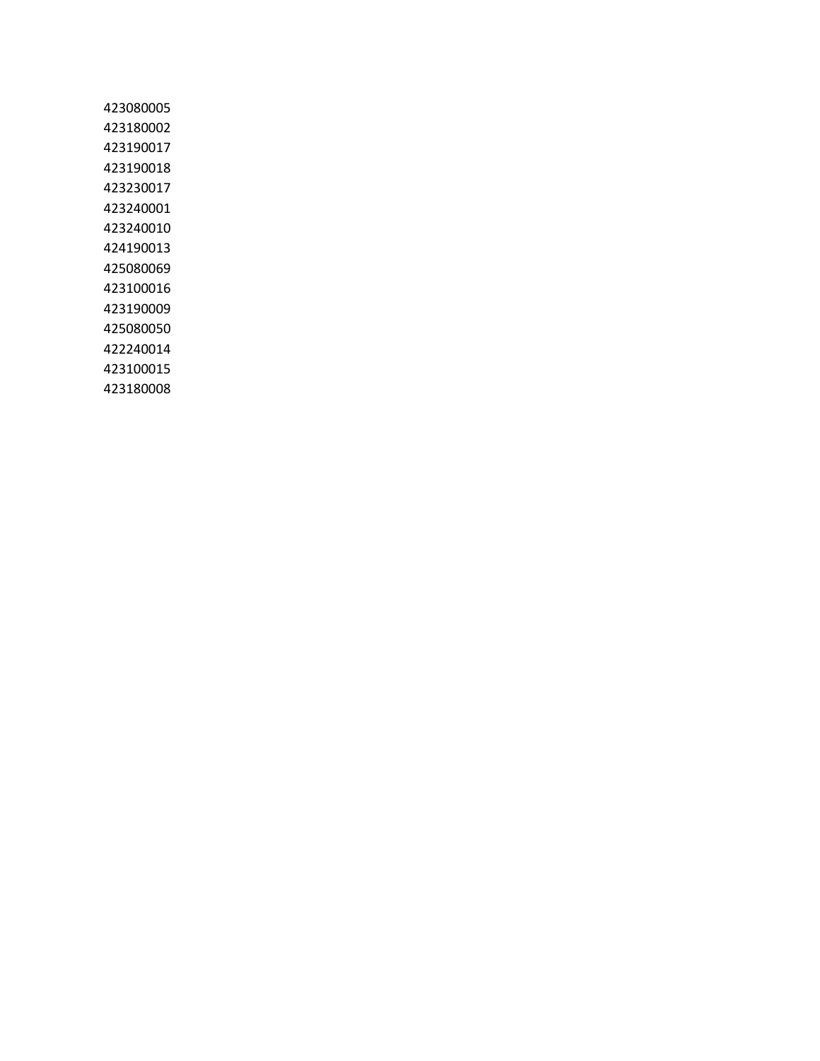423080005
423180002
423190017
423190018
423230017
423240001
423240010
424190013
425080069
423100016
423190009
425080050
422240014
423100015
423180008